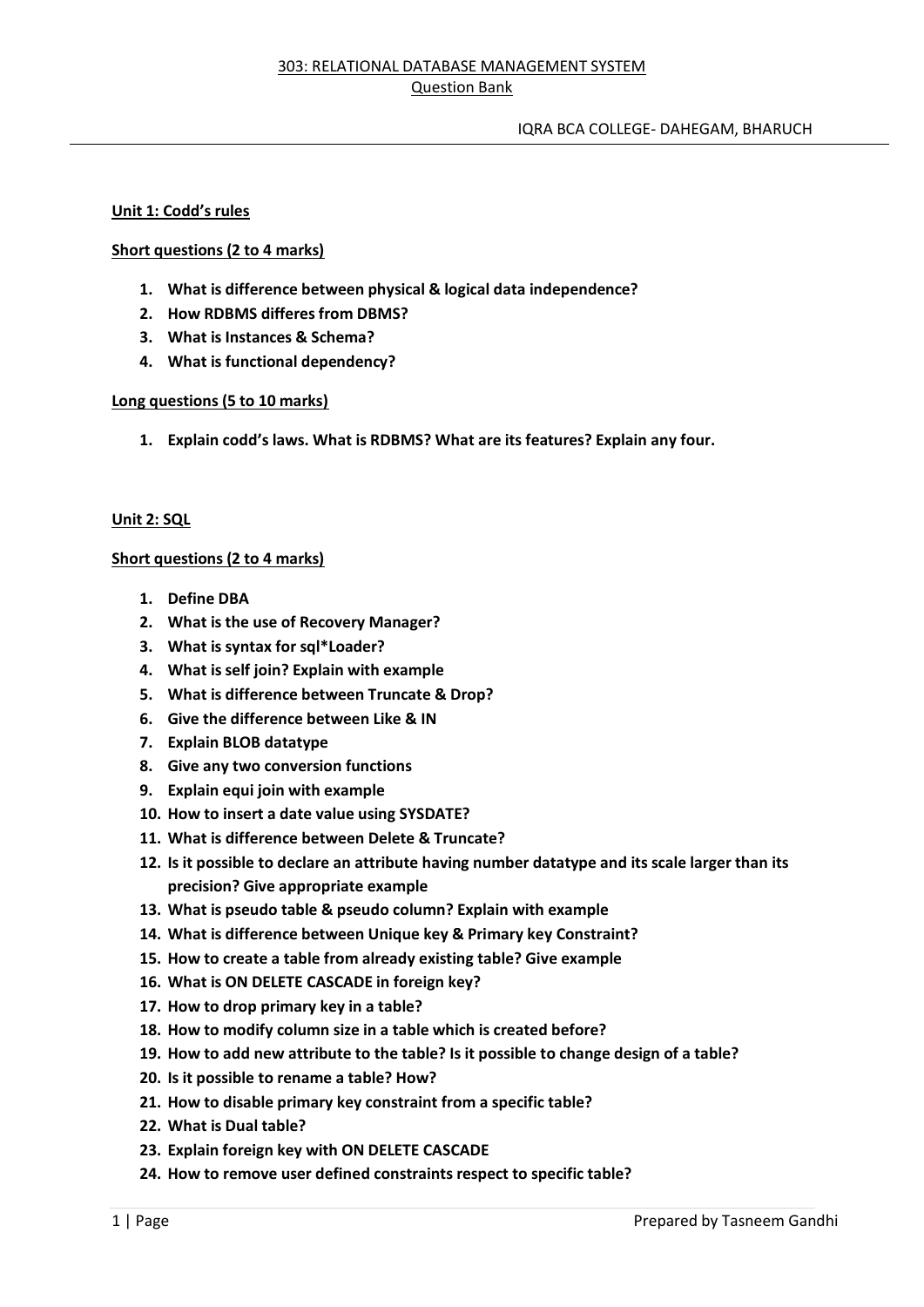# 303: RELATIONAL DATABASE MANAGEMENT SYSTEM

## Question Bank

IQRA BCA COLLEGE- DAHEGAM, BHARUCH

### Unit 1: Codd's rules

**Short questions (2 to 4 marks)**

1. **What is difference between physical & logical data independence?**
2. **How RDBMS differes from DBMS?**
3. **What is Instances & Schema?**
4. **What is functional dependency?**

**Long questions (5 to 10 marks)**

1. **Explain codd's laws. What is RDBMS? What are its features? Explain any four.**

### Unit 2: SQL

**Short questions (2 to 4 marks)**

1. **Define DBA**
2. **What is the use of Recovery Manager?**
3. **What is syntax for sql*Loader?**
4. **What is self join? Explain with example**
5. **What is difference between Truncate & Drop?**
6. **Give the difference between Like & IN**
7. **Explain BLOB datatype**
8. **Give any two conversion functions**
9. **Explain equi join with example**
10. **How to insert a date value using SYSDATE?**
11. **What is difference between Delete & Truncate?**
12. **Is it possible to declare an attribute having number datatype and its scale larger than its precision? Give appropriate example**
13. **What is pseudo table & pseudo column? Explain with example**
14. **What is difference between Unique key & Primary key Constraint?**
15. **How to create a table from already existing table? Give example**
16. **What is ON DELETE CASCADE in foreign key?**
17. **How to drop primary key in a table?**
18. **How to modify column size in a table which is created before?**
19. **How to add new attribute to the table? Is it possible to change design of a table?**
20. **Is it possible to rename a table? How?**
21. **How to disable primary key constraint from a specific table?**
22. **What is Dual table?**
23. **Explain foreign key with ON DELETE CASCADE**
24. **How to remove user defined constraints respect to specific table?**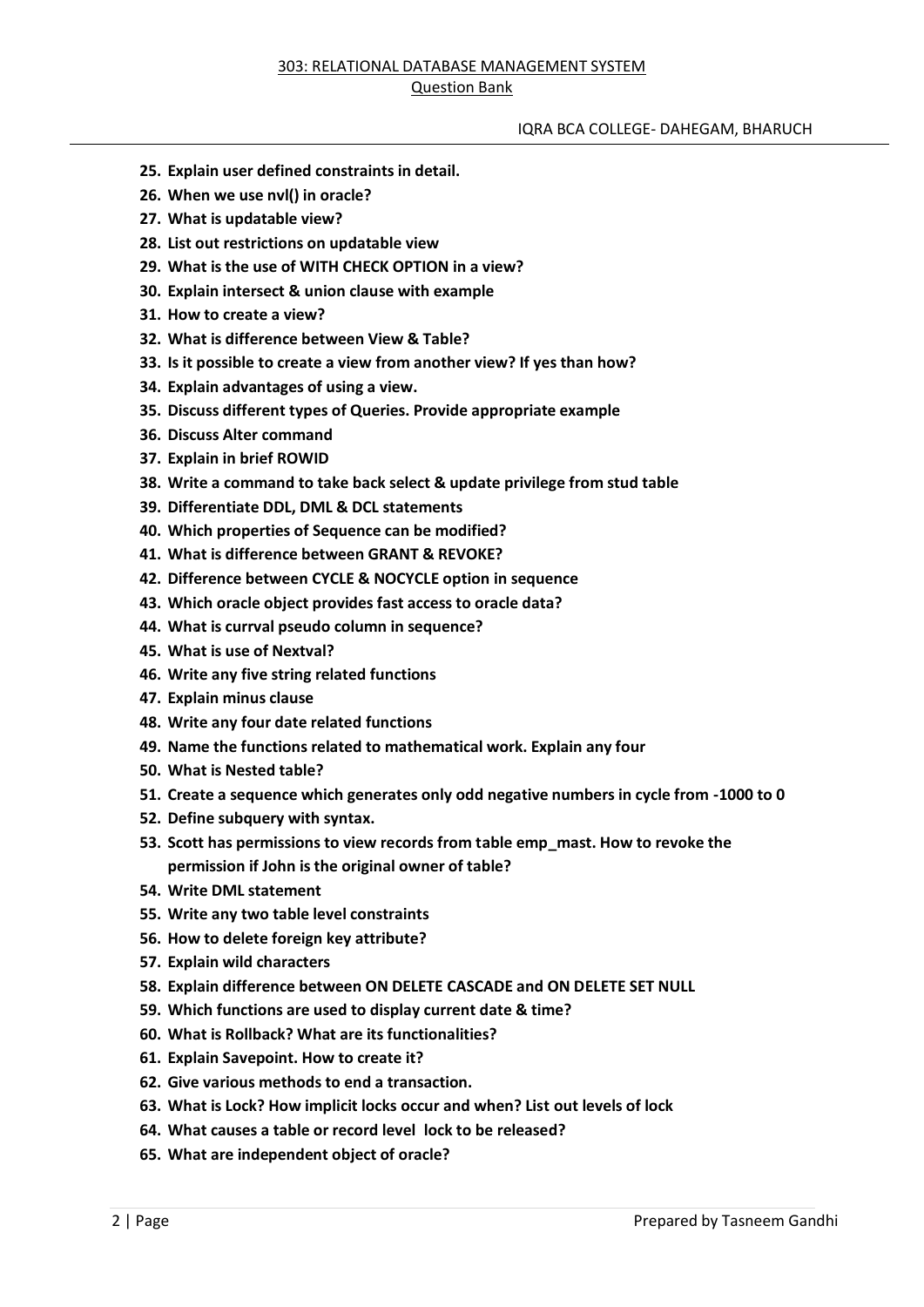25. **Explain user defined constraints in detail.**
26. **When we use nvl() in oracle?**
27. **What is updatable view?**
28. **List out restrictions on updatable view**
29. **What is the use of WITH CHECK OPTION in a view?**
30. **Explain intersect & union clause with example**
31. **How to create a view?**
32. **What is difference between View & Table?**
33. **Is it possible to create a view from another view? If yes than how?**
34. **Explain advantages of using a view.**
35. **Discuss different types of Queries. Provide appropriate example**
36. **Discuss Alter command**
37. **Explain in brief ROWID**
38. **Write a command to take back select & update privilege from stud table**
39. **Differentiate DDL, DML & DCL statements**
40. **Which properties of Sequence can be modified?**
41. **What is difference between GRANT & REVOKE?**
42. **Difference between CYCLE & NOCYCLE option in sequence**
43. **Which oracle object provides fast access to oracle data?**
44. **What is currval pseudo column in sequence?**
45. **What is use of Nextval?**
46. **Write any five string related functions**
47. **Explain minus clause**
48. **Write any four date related functions**
49. **Name the functions related to mathematical work. Explain any four**
50. **What is Nested table?**
51. **Create a sequence which generates only odd negative numbers in cycle from -1000 to 0**
52. **Define subquery with syntax.**
53. **Scott has permissions to view records from table emp_mast. How to revoke the permission if John is the original owner of table?**
54. **Write DML statement**
55. **Write any two table level constraints**
56. **How to delete foreign key attribute?**
57. **Explain wild characters**
58. **Explain difference between ON DELETE CASCADE and ON DELETE SET NULL**
59. **Which functions are used to display current date & time?**
60. **What is Rollback? What are its functionalities?**
61. **Explain Savepoint. How to create it?**
62. **Give various methods to end a transaction.**
63. **What is Lock? How implicit locks occur and when? List out levels of lock**
64. **What causes a table or record level lock to be released?**
65. **What are independent object of oracle?**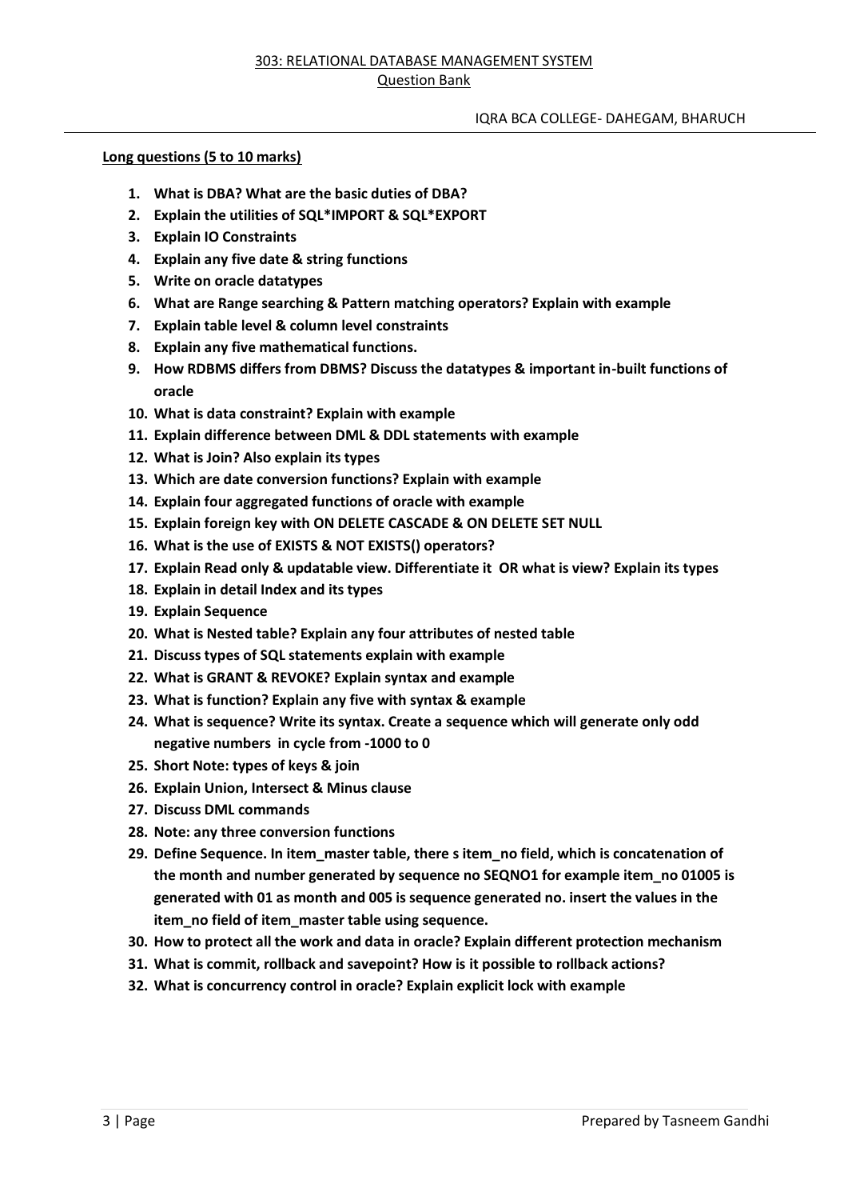## Long questions (5 to 10 marks)

1. **What is DBA? What are the basic duties of DBA?**
2. **Explain the utilities of SQL*IMPORT & SQL*EXPORT**
3. **Explain IO Constraints**
4. **Explain any five date & string functions**
5. **Write on oracle datatypes**
6. **What are Range searching & Pattern matching operators? Explain with example**
7. **Explain table level & column level constraints**
8. **Explain any five mathematical functions.**
9. **How RDBMS differs from DBMS? Discuss the datatypes & important in-built functions of oracle**
10. **What is data constraint? Explain with example**
11. **Explain difference between DML & DDL statements with example**
12. **What is Join? Also explain its types**
13. **Which are date conversion functions? Explain with example**
14. **Explain four aggregated functions of oracle with example**
15. **Explain foreign key with ON DELETE CASCADE & ON DELETE SET NULL**
16. **What is the use of EXISTS & NOT EXISTS() operators?**
17. **Explain Read only & updatable view. Differentiate it OR what is view? Explain its types**
18. **Explain in detail Index and its types**
19. **Explain Sequence**
20. **What is Nested table? Explain any four attributes of nested table**
21. **Discuss types of SQL statements explain with example**
22. **What is GRANT & REVOKE? Explain syntax and example**
23. **What is function? Explain any five with syntax & example**
24. **What is sequence? Write its syntax. Create a sequence which will generate only odd negative numbers in cycle from -1000 to 0**
25. **Short Note: types of keys & join**
26. **Explain Union, Intersect & Minus clause**
27. **Discuss DML commands**
28. **Note: any three conversion functions**
29. **Define Sequence. In item_master table, there s item_no field, which is concatenation of the month and number generated by sequence no SEQNO1 for example item_no 01005 is generated with 01 as month and 005 is sequence generated no. insert the values in the item_no field of item_master table using sequence.**
30. **How to protect all the work and data in oracle? Explain different protection mechanism**
31. **What is commit, rollback and savepoint? How is it possible to rollback actions?**
32. **What is concurrency control in oracle? Explain explicit lock with example**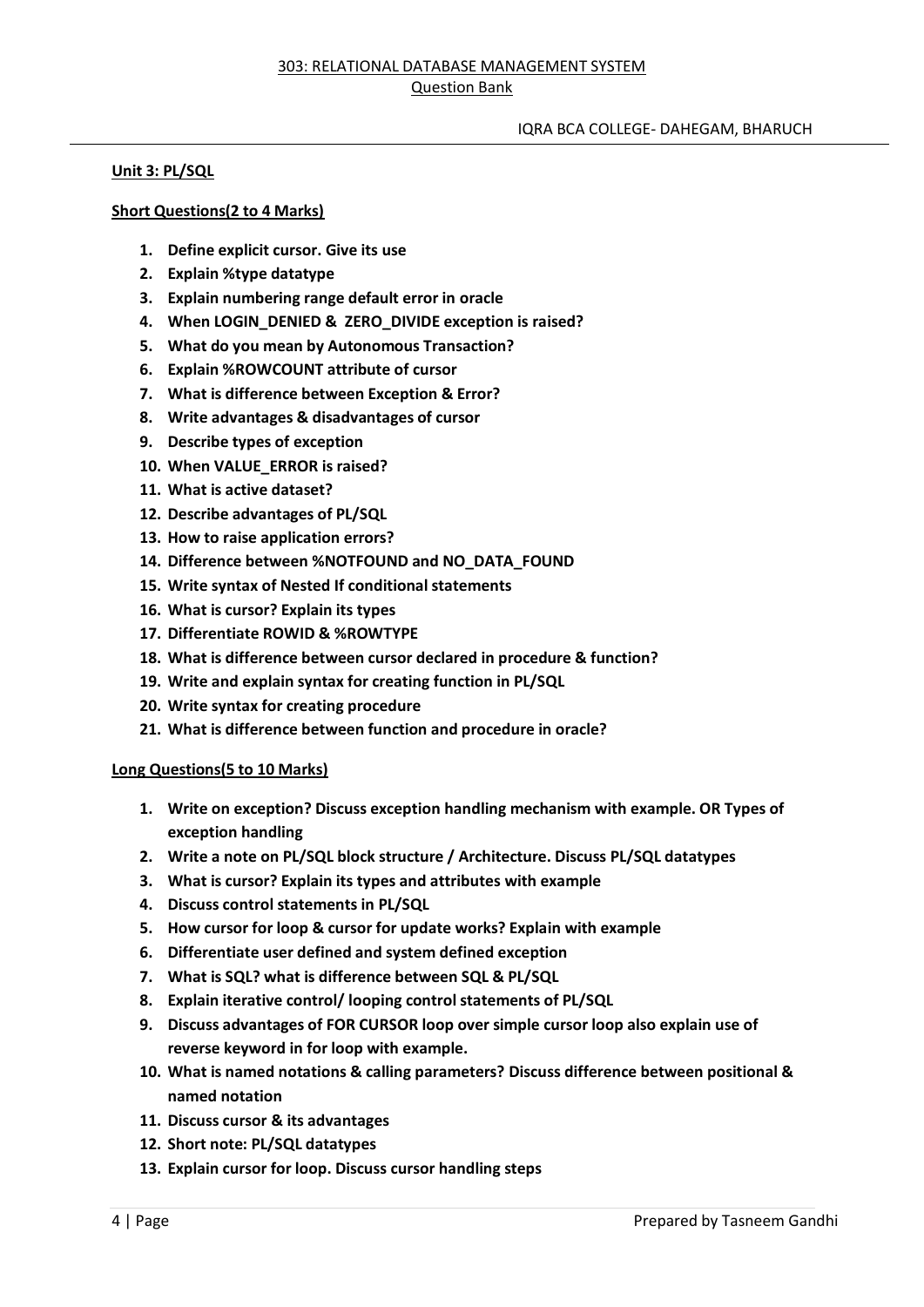## Unit 3: PL/SQL

### Short Questions(2 to 4 Marks)

1. **Define explicit cursor. Give its use**
2. **Explain %type datatype**
3. **Explain numbering range default error in oracle**
4. **When LOGIN_DENIED & ZERO_DIVIDE exception is raised?**
5. **What do you mean by Autonomous Transaction?**
6. **Explain %ROWCOUNT attribute of cursor**
7. **What is difference between Exception & Error?**
8. **Write advantages & disadvantages of cursor**
9. **Describe types of exception**
10. **When VALUE_ERROR is raised?**
11. **What is active dataset?**
12. **Describe advantages of PL/SQL**
13. **How to raise application errors?**
14. **Difference between %NOTFOUND and NO_DATA_FOUND**
15. **Write syntax of Nested If conditional statements**
16. **What is cursor? Explain its types**
17. **Differentiate ROWID & %ROWTYPE**
18. **What is difference between cursor declared in procedure & function?**
19. **Write and explain syntax for creating function in PL/SQL**
20. **Write syntax for creating procedure**
21. **What is difference between function and procedure in oracle?**

### Long Questions(5 to 10 Marks)

1. **Write on exception? Discuss exception handling mechanism with example. OR Types of exception handling**
2. **Write a note on PL/SQL block structure / Architecture. Discuss PL/SQL datatypes**
3. **What is cursor? Explain its types and attributes with example**
4. **Discuss control statements in PL/SQL**
5. **How cursor for loop & cursor for update works? Explain with example**
6. **Differentiate user defined and system defined exception**
7. **What is SQL? what is difference between SQL & PL/SQL**
8. **Explain iterative control/ looping control statements of PL/SQL**
9. **Discuss advantages of FOR CURSOR loop over simple cursor loop also explain use of reverse keyword in for loop with example.**
10. **What is named notations & calling parameters? Discuss difference between positional & named notation**
11. **Discuss cursor & its advantages**
12. **Short note: PL/SQL datatypes**
13. **Explain cursor for loop. Discuss cursor handling steps**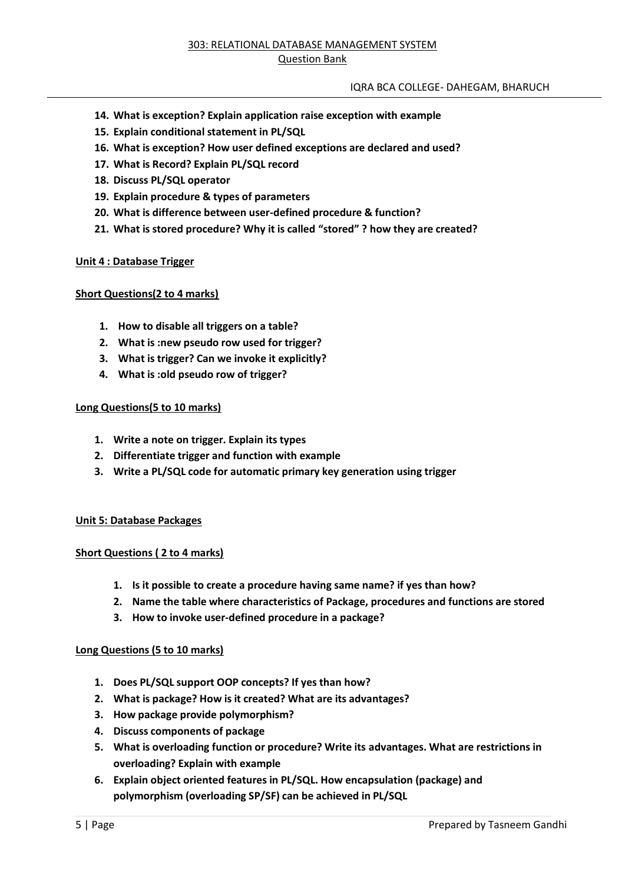14. **What is exception? Explain application raise exception with example**
15. **Explain conditional statement in PL/SQL**
16. **What is exception? How user defined exceptions are declared and used?**
17. **What is Record? Explain PL/SQL record**
18. **Discuss PL/SQL operator**
19. **Explain procedure & types of parameters**
20. **What is difference between user-defined procedure & function?**
21. **What is stored procedure? Why it is called "stored" ? how they are created?**

## Unit 4 : Database Trigger

### Short Questions(2 to 4 marks)

1. **How to disable all triggers on a table?**
2. **What is :new pseudo row used for trigger?**
3. **What is trigger? Can we invoke it explicitly?**
4. **What is :old pseudo row of trigger?**

### Long Questions(5 to 10 marks)

1. **Write a note on trigger. Explain its types**
2. **Differentiate trigger and function with example**
3. **Write a PL/SQL code for automatic primary key generation using trigger**

## Unit 5: Database Packages

### Short Questions ( 2 to 4 marks)

1. **Is it possible to create a procedure having same name? if yes than how?**
2. **Name the table where characteristics of Package, procedures and functions are stored**
3. **How to invoke user-defined procedure in a package?**

### Long Questions (5 to 10 marks)

1. **Does PL/SQL support OOP concepts? If yes than how?**
2. **What is package? How is it created? What are its advantages?**
3. **How package provide polymorphism?**
4. **Discuss components of package**
5. **What is overloading function or procedure? Write its advantages. What are restrictions in overloading? Explain with example**
6. **Explain object oriented features in PL/SQL. How encapsulation (package) and polymorphism (overloading SP/SF) can be achieved in PL/SQL**